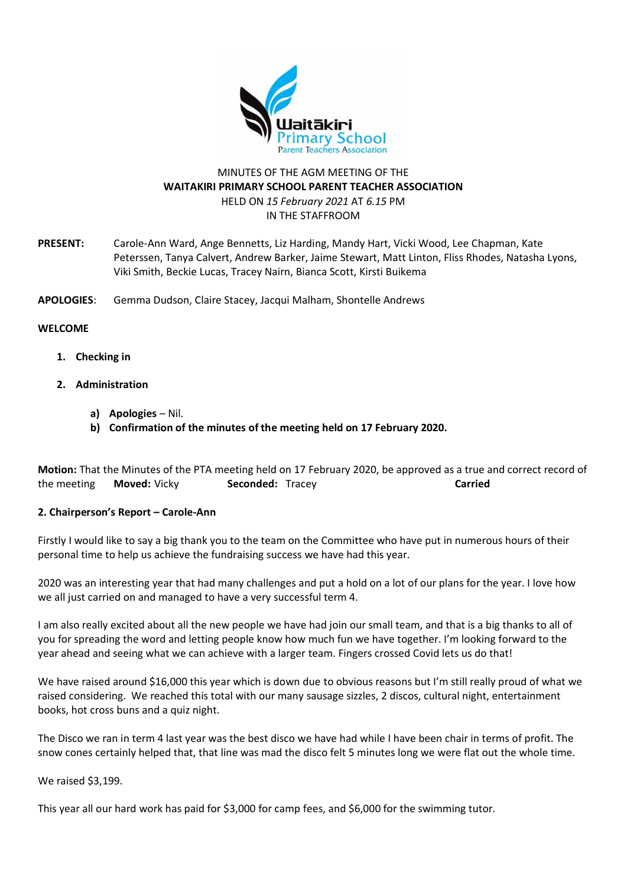MINUTES OF THE AGM MEETING OF THE

**WAITAKIRI PRIMARY SCHOOL PARENT TEACHER ASSOCIATION**

HELD ON *15 February 2021* AT *6.15* PM

IN THE STAFFROOM

**PRESENT:** Carole-Ann Ward, Ange Bennetts, Liz Harding, Mandy Hart, Vicki Wood, Lee Chapman, Kate Peterssen, Tanya Calvert, Andrew Barker, Jaime Stewart, Matt Linton, Fliss Rhodes, Natasha Lyons, Viki Smith, Beckie Lucas, Tracey Nairn, Bianca Scott, Kirsti Buikema

**APOLOGIES**: Gemma Dudson, Claire Stacey, Jacqui Malham, Shontelle Andrews

**WELCOME**

1. **Checking in**
2. **Administration**
   a) **Apologies** – Nil.
   b) **Confirmation of the minutes of the meeting held on 17 February 2020.**

**Motion:** That the Minutes of the PTA meeting held on 17 February 2020, be approved as a true and correct record of the meeting **Moved:** Vicky **Seconded:** Tracey **Carried**

**2. Chairperson's Report – Carole-Ann**

Firstly I would like to say a big thank you to the team on the Committee who have put in numerous hours of their personal time to help us achieve the fundraising success we have had this year.

2020 was an interesting year that had many challenges and put a hold on a lot of our plans for the year. I love how we all just carried on and managed to have a very successful term 4.

I am also really excited about all the new people we have had join our small team, and that is a big thanks to all of you for spreading the word and letting people know how much fun we have together. I'm looking forward to the year ahead and seeing what we can achieve with a larger team. Fingers crossed Covid lets us do that!

We have raised around $16,000 this year which is down due to obvious reasons but I'm still really proud of what we raised considering. We reached this total with our many sausage sizzles, 2 discos, cultural night, entertainment books, hot cross buns and a quiz night.

The Disco we ran in term 4 last year was the best disco we have had while I have been chair in terms of profit. The snow cones certainly helped that, that line was mad the disco felt 5 minutes long we were flat out the whole time.

We raised $3,199.

This year all our hard work has paid for $3,000 for camp fees, and $6,000 for the swimming tutor.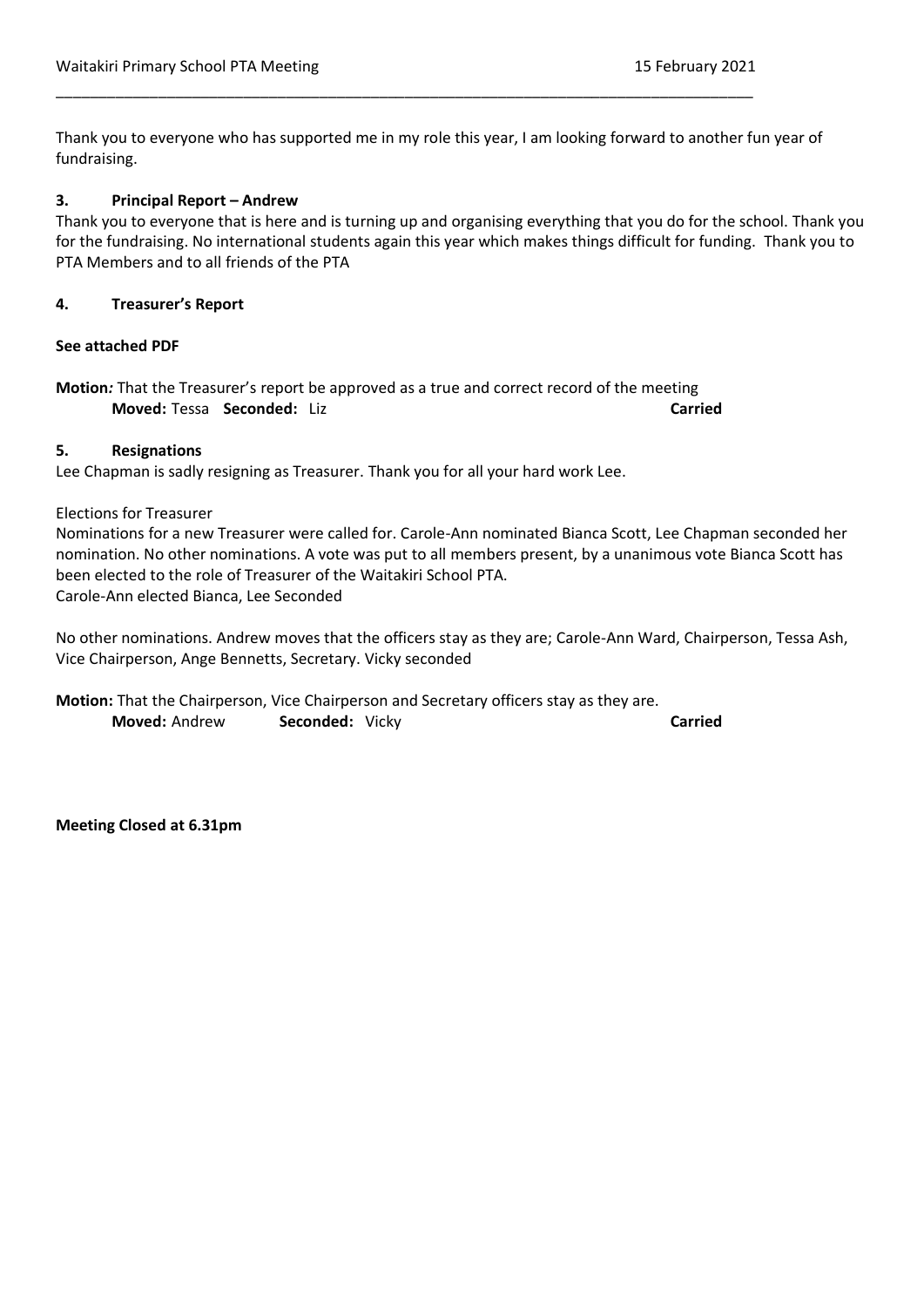Thank you to everyone who has supported me in my role this year, I am looking forward to another fun year of fundraising.

### 3. Principal Report – Andrew

Thank you to everyone that is here and is turning up and organising everything that you do for the school. Thank you for the fundraising. No international students again this year which makes things difficult for funding. Thank you to PTA Members and to all friends of the PTA

### 4. Treasurer's Report

**See attached PDF**

**Motion***:* That the Treasurer's report be approved as a true and correct record of the meeting
**Moved:** Tessa **Seconded:** Liz **Carried**

### 5. Resignations

Lee Chapman is sadly resigning as Treasurer. Thank you for all your hard work Lee.

Elections for Treasurer

Nominations for a new Treasurer were called for. Carole-Ann nominated Bianca Scott, Lee Chapman seconded her nomination. No other nominations. A vote was put to all members present, by a unanimous vote Bianca Scott has been elected to the role of Treasurer of the Waitakiri School PTA.
Carole-Ann elected Bianca, Lee Seconded

No other nominations. Andrew moves that the officers stay as they are; Carole-Ann Ward, Chairperson, Tessa Ash, Vice Chairperson, Ange Bennetts, Secretary. Vicky seconded

**Motion:** That the Chairperson, Vice Chairperson and Secretary officers stay as they are.
**Moved:** Andrew **Seconded:** Vicky **Carried**

**Meeting Closed at 6.31pm**